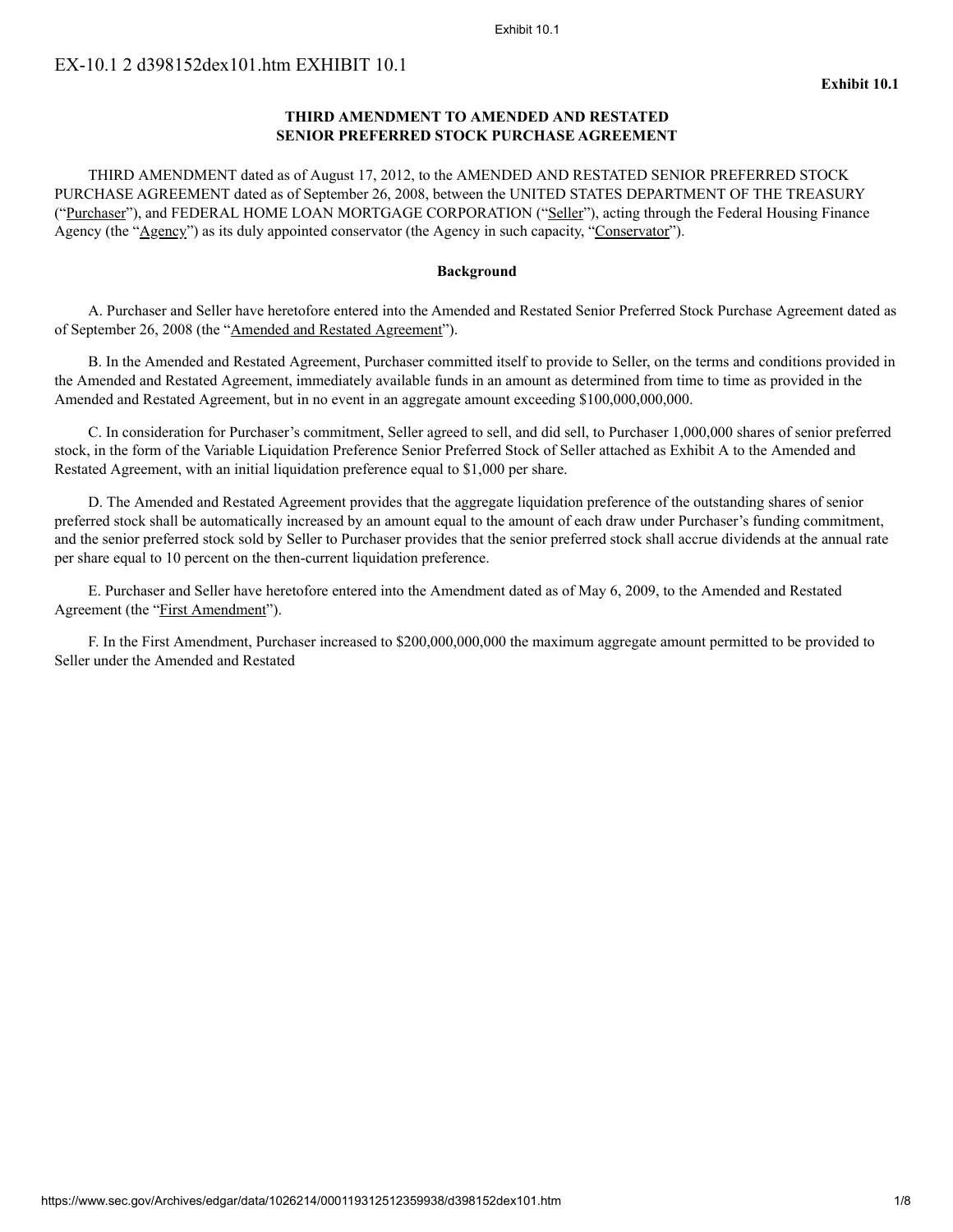EX-10.1 2 d398152dex101.htm EXHIBIT 10.1

**Exhibit 10.1**

**THIRD AMENDMENT TO AMENDED AND RESTATED SENIOR PREFERRED STOCK PURCHASE AGREEMENT**

THIRD AMENDMENT dated as of August 17, 2012, to the AMENDED AND RESTATED SENIOR PREFERRED STOCK PURCHASE AGREEMENT dated as of September 26, 2008, between the UNITED STATES DEPARTMENT OF THE TREASURY ("Purchaser"), and FEDERAL HOME LOAN MORTGAGE CORPORATION ("Seller"), acting through the Federal Housing Finance Agency (the "Agency") as its duly appointed conservator (the Agency in such capacity, "Conservator").

**Background**

A. Purchaser and Seller have heretofore entered into the Amended and Restated Senior Preferred Stock Purchase Agreement dated as of September 26, 2008 (the "Amended and Restated Agreement").

B. In the Amended and Restated Agreement, Purchaser committed itself to provide to Seller, on the terms and conditions provided in the Amended and Restated Agreement, immediately available funds in an amount as determined from time to time as provided in the Amended and Restated Agreement, but in no event in an aggregate amount exceeding $100,000,000,000.

C. In consideration for Purchaser's commitment, Seller agreed to sell, and did sell, to Purchaser 1,000,000 shares of senior preferred stock, in the form of the Variable Liquidation Preference Senior Preferred Stock of Seller attached as Exhibit A to the Amended and Restated Agreement, with an initial liquidation preference equal to $1,000 per share.

D. The Amended and Restated Agreement provides that the aggregate liquidation preference of the outstanding shares of senior preferred stock shall be automatically increased by an amount equal to the amount of each draw under Purchaser's funding commitment, and the senior preferred stock sold by Seller to Purchaser provides that the senior preferred stock shall accrue dividends at the annual rate per share equal to 10 percent on the then-current liquidation preference.

E. Purchaser and Seller have heretofore entered into the Amendment dated as of May 6, 2009, to the Amended and Restated Agreement (the "First Amendment").

F. In the First Amendment, Purchaser increased to $200,000,000,000 the maximum aggregate amount permitted to be provided to Seller under the Amended and Restated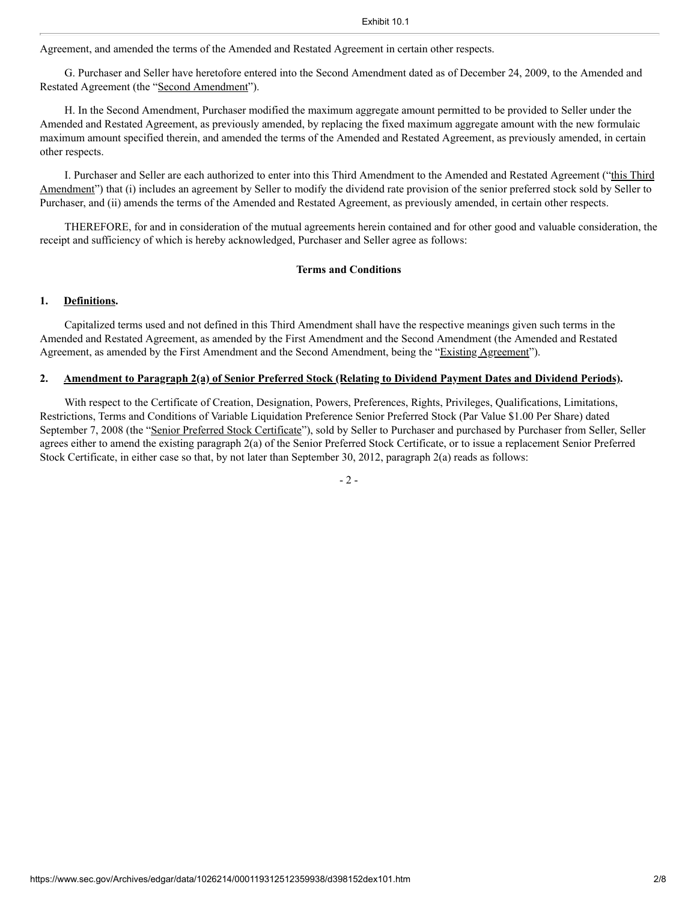Agreement, and amended the terms of the Amended and Restated Agreement in certain other respects.

G. Purchaser and Seller have heretofore entered into the Second Amendment dated as of December 24, 2009, to the Amended and Restated Agreement (the "Second Amendment").

H. In the Second Amendment, Purchaser modified the maximum aggregate amount permitted to be provided to Seller under the Amended and Restated Agreement, as previously amended, by replacing the fixed maximum aggregate amount with the new formulaic maximum amount specified therein, and amended the terms of the Amended and Restated Agreement, as previously amended, in certain other respects.

I. Purchaser and Seller are each authorized to enter into this Third Amendment to the Amended and Restated Agreement ("this Third Amendment") that (i) includes an agreement by Seller to modify the dividend rate provision of the senior preferred stock sold by Seller to Purchaser, and (ii) amends the terms of the Amended and Restated Agreement, as previously amended, in certain other respects.

THEREFORE, for and in consideration of the mutual agreements herein contained and for other good and valuable consideration, the receipt and sufficiency of which is hereby acknowledged, Purchaser and Seller agree as follows:

**Terms and Conditions**

**1. Definitions.**

Capitalized terms used and not defined in this Third Amendment shall have the respective meanings given such terms in the Amended and Restated Agreement, as amended by the First Amendment and the Second Amendment (the Amended and Restated Agreement, as amended by the First Amendment and the Second Amendment, being the "Existing Agreement").

**2. Amendment to Paragraph 2(a) of Senior Preferred Stock (Relating to Dividend Payment Dates and Dividend Periods).**

With respect to the Certificate of Creation, Designation, Powers, Preferences, Rights, Privileges, Qualifications, Limitations, Restrictions, Terms and Conditions of Variable Liquidation Preference Senior Preferred Stock (Par Value $1.00 Per Share) dated September 7, 2008 (the "Senior Preferred Stock Certificate"), sold by Seller to Purchaser and purchased by Purchaser from Seller, Seller agrees either to amend the existing paragraph 2(a) of the Senior Preferred Stock Certificate, or to issue a replacement Senior Preferred Stock Certificate, in either case so that, by not later than September 30, 2012, paragraph 2(a) reads as follows: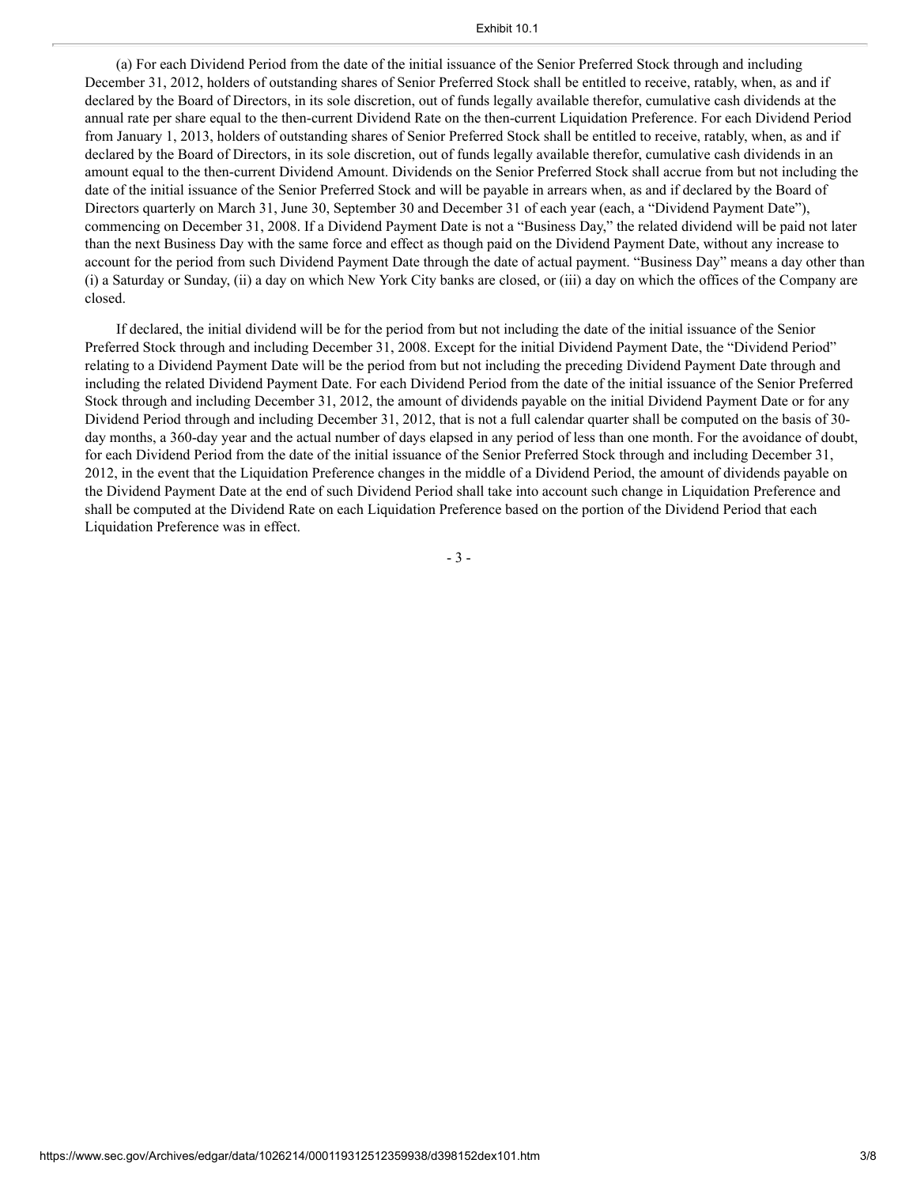(a) For each Dividend Period from the date of the initial issuance of the Senior Preferred Stock through and including December 31, 2012, holders of outstanding shares of Senior Preferred Stock shall be entitled to receive, ratably, when, as and if declared by the Board of Directors, in its sole discretion, out of funds legally available therefor, cumulative cash dividends at the annual rate per share equal to the then-current Dividend Rate on the then-current Liquidation Preference. For each Dividend Period from January 1, 2013, holders of outstanding shares of Senior Preferred Stock shall be entitled to receive, ratably, when, as and if declared by the Board of Directors, in its sole discretion, out of funds legally available therefor, cumulative cash dividends in an amount equal to the then-current Dividend Amount. Dividends on the Senior Preferred Stock shall accrue from but not including the date of the initial issuance of the Senior Preferred Stock and will be payable in arrears when, as and if declared by the Board of Directors quarterly on March 31, June 30, September 30 and December 31 of each year (each, a "Dividend Payment Date"), commencing on December 31, 2008. If a Dividend Payment Date is not a "Business Day," the related dividend will be paid not later than the next Business Day with the same force and effect as though paid on the Dividend Payment Date, without any increase to account for the period from such Dividend Payment Date through the date of actual payment. "Business Day" means a day other than (i) a Saturday or Sunday, (ii) a day on which New York City banks are closed, or (iii) a day on which the offices of the Company are closed.

If declared, the initial dividend will be for the period from but not including the date of the initial issuance of the Senior Preferred Stock through and including December 31, 2008. Except for the initial Dividend Payment Date, the "Dividend Period" relating to a Dividend Payment Date will be the period from but not including the preceding Dividend Payment Date through and including the related Dividend Payment Date. For each Dividend Period from the date of the initial issuance of the Senior Preferred Stock through and including December 31, 2012, the amount of dividends payable on the initial Dividend Payment Date or for any Dividend Period through and including December 31, 2012, that is not a full calendar quarter shall be computed on the basis of 30-day months, a 360-day year and the actual number of days elapsed in any period of less than one month. For the avoidance of doubt, for each Dividend Period from the date of the initial issuance of the Senior Preferred Stock through and including December 31, 2012, in the event that the Liquidation Preference changes in the middle of a Dividend Period, the amount of dividends payable on the Dividend Payment Date at the end of such Dividend Period shall take into account such change in Liquidation Preference and shall be computed at the Dividend Rate on each Liquidation Preference based on the portion of the Dividend Period that each Liquidation Preference was in effect.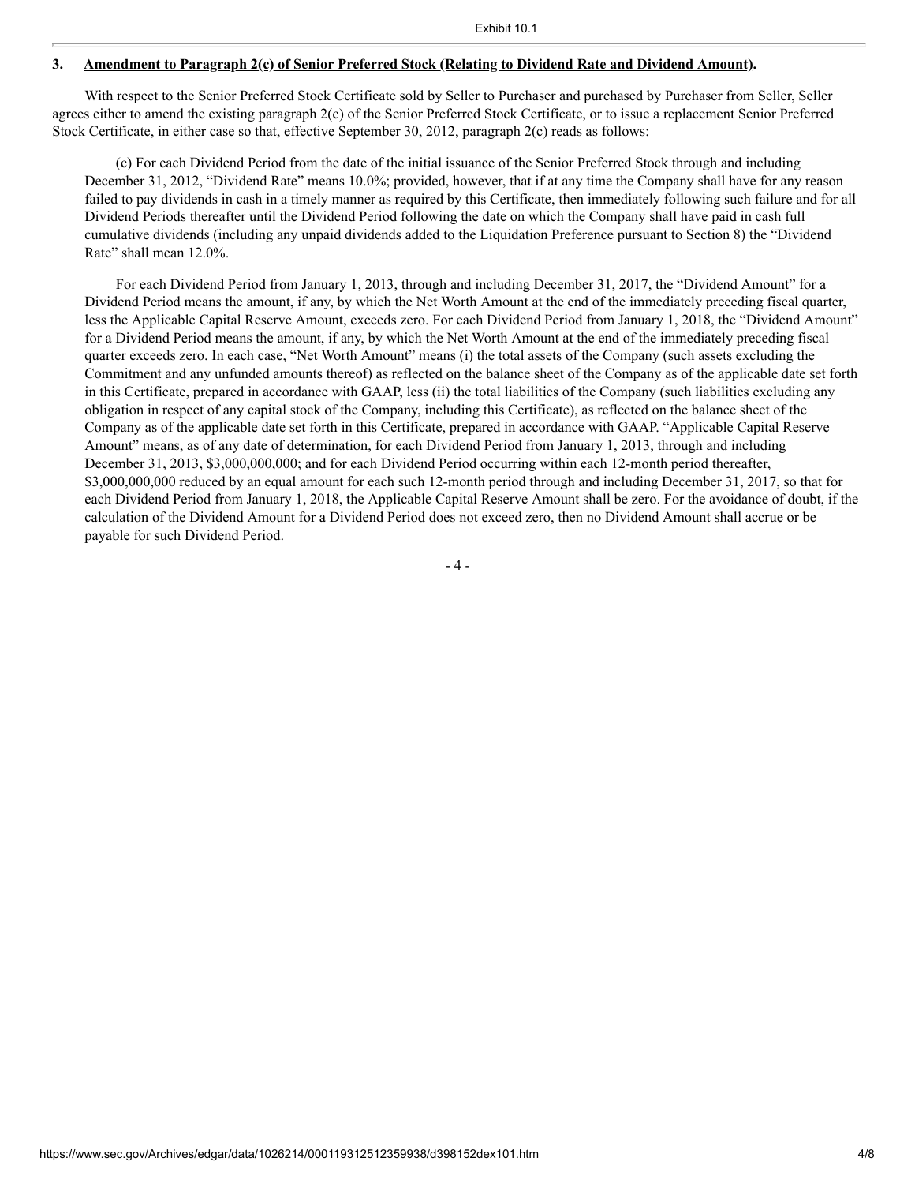## 3. Amendment to Paragraph 2(c) of Senior Preferred Stock (Relating to Dividend Rate and Dividend Amount).

With respect to the Senior Preferred Stock Certificate sold by Seller to Purchaser and purchased by Purchaser from Seller, Seller agrees either to amend the existing paragraph 2(c) of the Senior Preferred Stock Certificate, or to issue a replacement Senior Preferred Stock Certificate, in either case so that, effective September 30, 2012, paragraph 2(c) reads as follows:

(c) For each Dividend Period from the date of the initial issuance of the Senior Preferred Stock through and including December 31, 2012, "Dividend Rate" means 10.0%; provided, however, that if at any time the Company shall have for any reason failed to pay dividends in cash in a timely manner as required by this Certificate, then immediately following such failure and for all Dividend Periods thereafter until the Dividend Period following the date on which the Company shall have paid in cash full cumulative dividends (including any unpaid dividends added to the Liquidation Preference pursuant to Section 8) the "Dividend Rate" shall mean 12.0%.

For each Dividend Period from January 1, 2013, through and including December 31, 2017, the "Dividend Amount" for a Dividend Period means the amount, if any, by which the Net Worth Amount at the end of the immediately preceding fiscal quarter, less the Applicable Capital Reserve Amount, exceeds zero. For each Dividend Period from January 1, 2018, the "Dividend Amount" for a Dividend Period means the amount, if any, by which the Net Worth Amount at the end of the immediately preceding fiscal quarter exceeds zero. In each case, "Net Worth Amount" means (i) the total assets of the Company (such assets excluding the Commitment and any unfunded amounts thereof) as reflected on the balance sheet of the Company as of the applicable date set forth in this Certificate, prepared in accordance with GAAP, less (ii) the total liabilities of the Company (such liabilities excluding any obligation in respect of any capital stock of the Company, including this Certificate), as reflected on the balance sheet of the Company as of the applicable date set forth in this Certificate, prepared in accordance with GAAP. "Applicable Capital Reserve Amount" means, as of any date of determination, for each Dividend Period from January 1, 2013, through and including December 31, 2013, $3,000,000,000; and for each Dividend Period occurring within each 12-month period thereafter, $3,000,000,000 reduced by an equal amount for each such 12-month period through and including December 31, 2017, so that for each Dividend Period from January 1, 2018, the Applicable Capital Reserve Amount shall be zero. For the avoidance of doubt, if the calculation of the Dividend Amount for a Dividend Period does not exceed zero, then no Dividend Amount shall accrue or be payable for such Dividend Period.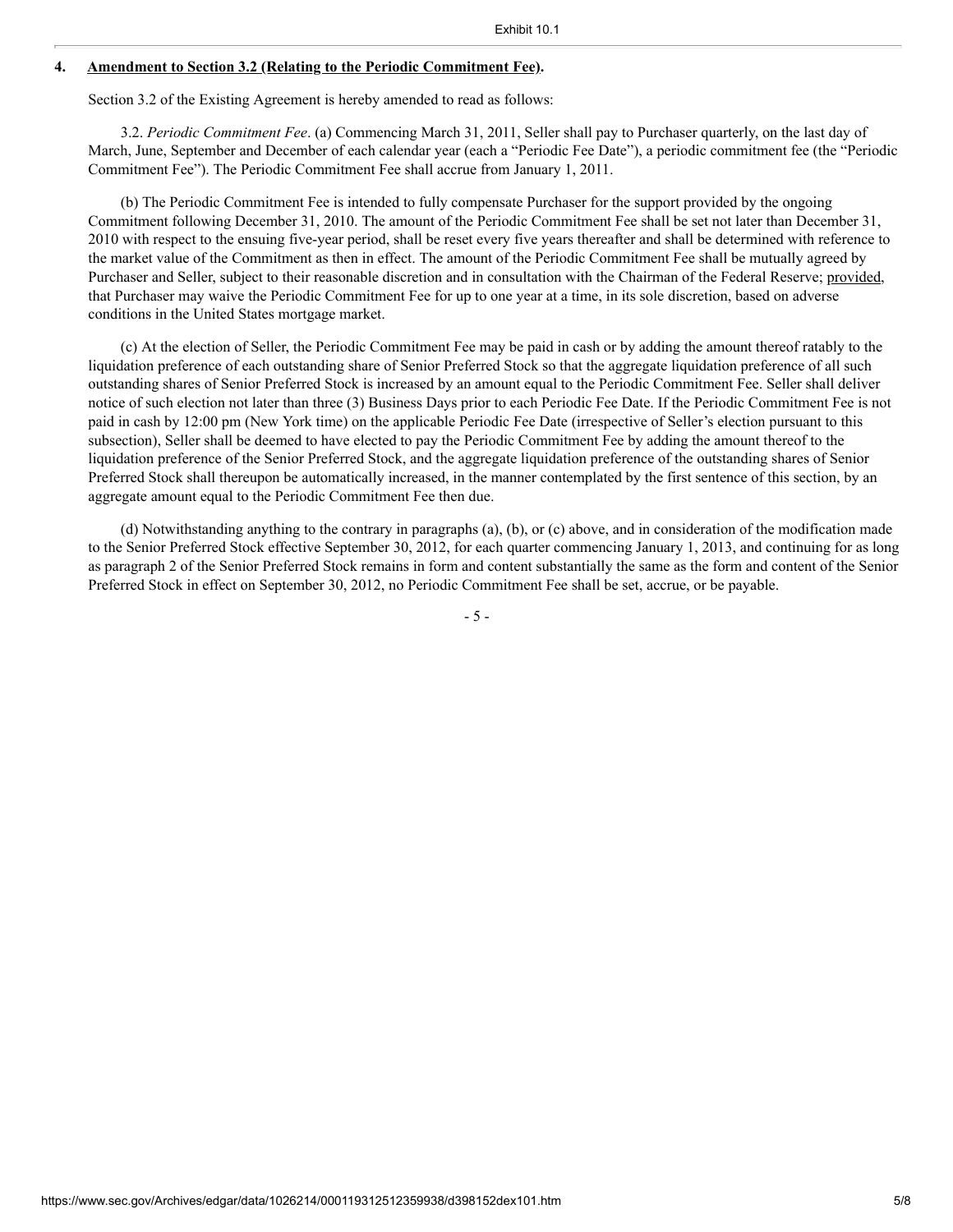## 4. Amendment to Section 3.2 (Relating to the Periodic Commitment Fee).

Section 3.2 of the Existing Agreement is hereby amended to read as follows:

3.2. *Periodic Commitment Fee*. (a) Commencing March 31, 2011, Seller shall pay to Purchaser quarterly, on the last day of March, June, September and December of each calendar year (each a "Periodic Fee Date"), a periodic commitment fee (the "Periodic Commitment Fee"). The Periodic Commitment Fee shall accrue from January 1, 2011.

(b) The Periodic Commitment Fee is intended to fully compensate Purchaser for the support provided by the ongoing Commitment following December 31, 2010. The amount of the Periodic Commitment Fee shall be set not later than December 31, 2010 with respect to the ensuing five-year period, shall be reset every five years thereafter and shall be determined with reference to the market value of the Commitment as then in effect. The amount of the Periodic Commitment Fee shall be mutually agreed by Purchaser and Seller, subject to their reasonable discretion and in consultation with the Chairman of the Federal Reserve; provided, that Purchaser may waive the Periodic Commitment Fee for up to one year at a time, in its sole discretion, based on adverse conditions in the United States mortgage market.

(c) At the election of Seller, the Periodic Commitment Fee may be paid in cash or by adding the amount thereof ratably to the liquidation preference of each outstanding share of Senior Preferred Stock so that the aggregate liquidation preference of all such outstanding shares of Senior Preferred Stock is increased by an amount equal to the Periodic Commitment Fee. Seller shall deliver notice of such election not later than three (3) Business Days prior to each Periodic Fee Date. If the Periodic Commitment Fee is not paid in cash by 12:00 pm (New York time) on the applicable Periodic Fee Date (irrespective of Seller's election pursuant to this subsection), Seller shall be deemed to have elected to pay the Periodic Commitment Fee by adding the amount thereof to the liquidation preference of the Senior Preferred Stock, and the aggregate liquidation preference of the outstanding shares of Senior Preferred Stock shall thereupon be automatically increased, in the manner contemplated by the first sentence of this section, by an aggregate amount equal to the Periodic Commitment Fee then due.

(d) Notwithstanding anything to the contrary in paragraphs (a), (b), or (c) above, and in consideration of the modification made to the Senior Preferred Stock effective September 30, 2012, for each quarter commencing January 1, 2013, and continuing for as long as paragraph 2 of the Senior Preferred Stock remains in form and content substantially the same as the form and content of the Senior Preferred Stock in effect on September 30, 2012, no Periodic Commitment Fee shall be set, accrue, or be payable.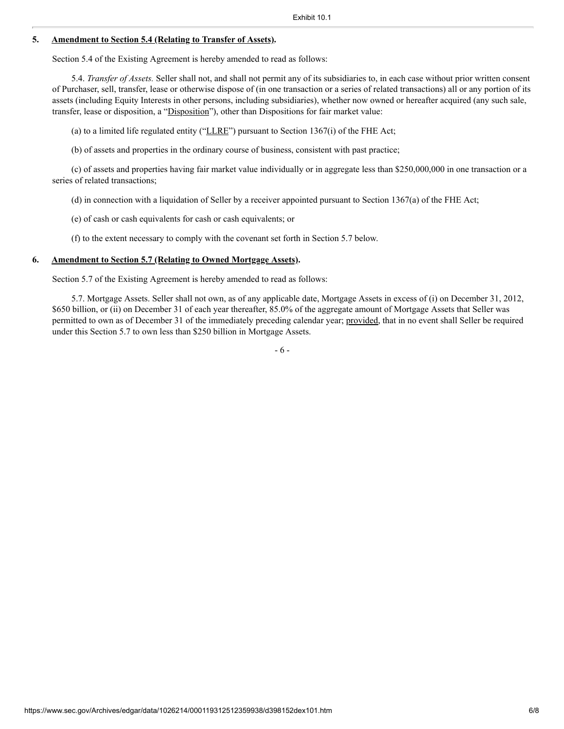### 5. Amendment to Section 5.4 (Relating to Transfer of Assets).

Section 5.4 of the Existing Agreement is hereby amended to read as follows:

5.4. *Transfer of Assets.* Seller shall not, and shall not permit any of its subsidiaries to, in each case without prior written consent of Purchaser, sell, transfer, lease or otherwise dispose of (in one transaction or a series of related transactions) all or any portion of its assets (including Equity Interests in other persons, including subsidiaries), whether now owned or hereafter acquired (any such sale, transfer, lease or disposition, a "Disposition"), other than Dispositions for fair market value:

(a) to a limited life regulated entity ("LLRE") pursuant to Section 1367(i) of the FHE Act;

(b) of assets and properties in the ordinary course of business, consistent with past practice;

(c) of assets and properties having fair market value individually or in aggregate less than $250,000,000 in one transaction or a series of related transactions;

(d) in connection with a liquidation of Seller by a receiver appointed pursuant to Section 1367(a) of the FHE Act;

(e) of cash or cash equivalents for cash or cash equivalents; or

(f) to the extent necessary to comply with the covenant set forth in Section 5.7 below.

### 6. Amendment to Section 5.7 (Relating to Owned Mortgage Assets).

Section 5.7 of the Existing Agreement is hereby amended to read as follows:

5.7. Mortgage Assets. Seller shall not own, as of any applicable date, Mortgage Assets in excess of (i) on December 31, 2012, $650 billion, or (ii) on December 31 of each year thereafter, 85.0% of the aggregate amount of Mortgage Assets that Seller was permitted to own as of December 31 of the immediately preceding calendar year; provided, that in no event shall Seller be required under this Section 5.7 to own less than $250 billion in Mortgage Assets.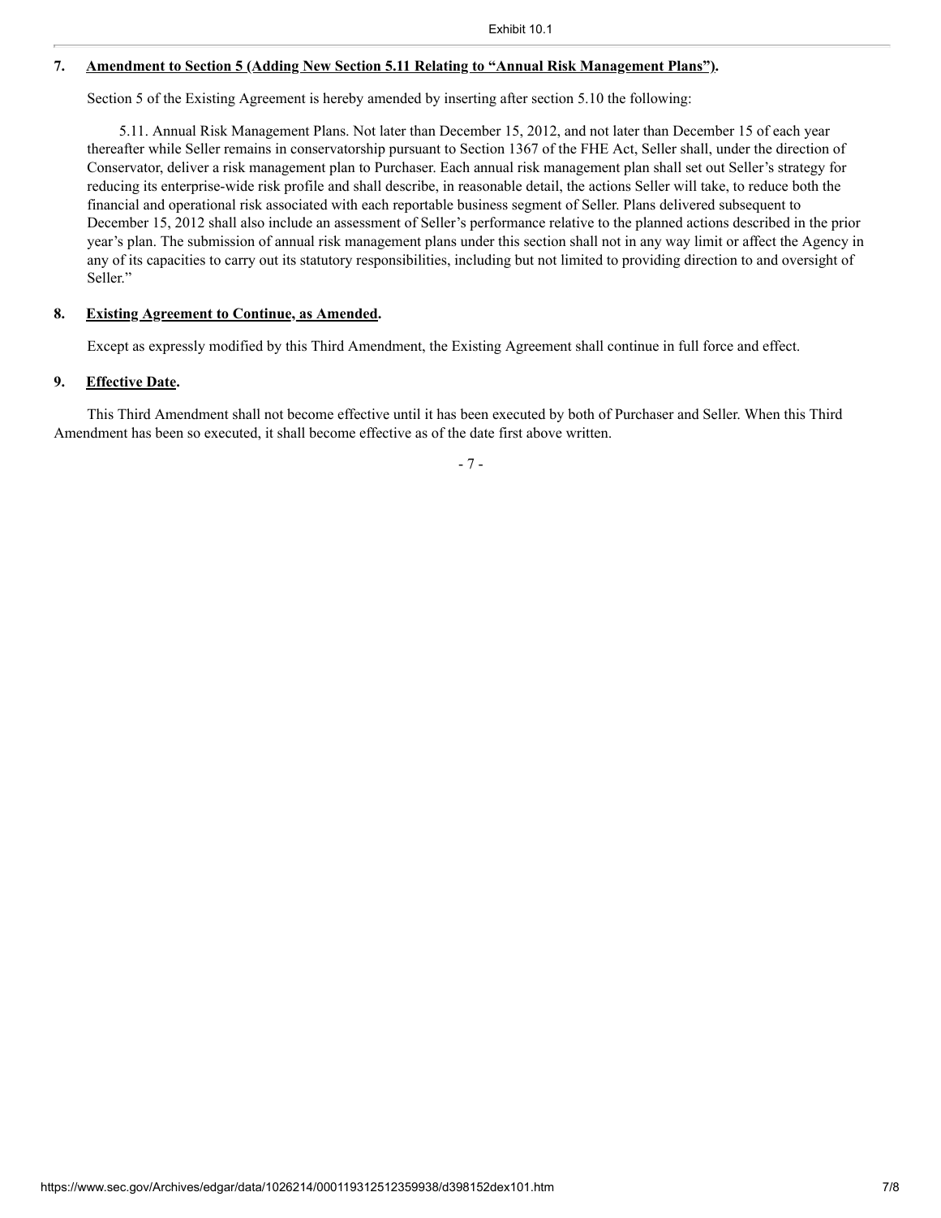## 7. Amendment to Section 5 (Adding New Section 5.11 Relating to "Annual Risk Management Plans").

Section 5 of the Existing Agreement is hereby amended by inserting after section 5.10 the following:

5.11. Annual Risk Management Plans. Not later than December 15, 2012, and not later than December 15 of each year thereafter while Seller remains in conservatorship pursuant to Section 1367 of the FHE Act, Seller shall, under the direction of Conservator, deliver a risk management plan to Purchaser. Each annual risk management plan shall set out Seller's strategy for reducing its enterprise-wide risk profile and shall describe, in reasonable detail, the actions Seller will take, to reduce both the financial and operational risk associated with each reportable business segment of Seller. Plans delivered subsequent to December 15, 2012 shall also include an assessment of Seller's performance relative to the planned actions described in the prior year's plan. The submission of annual risk management plans under this section shall not in any way limit or affect the Agency in any of its capacities to carry out its statutory responsibilities, including but not limited to providing direction to and oversight of Seller."

## 8. Existing Agreement to Continue, as Amended.

Except as expressly modified by this Third Amendment, the Existing Agreement shall continue in full force and effect.

## 9. Effective Date.

This Third Amendment shall not become effective until it has been executed by both of Purchaser and Seller. When this Third Amendment has been so executed, it shall become effective as of the date first above written.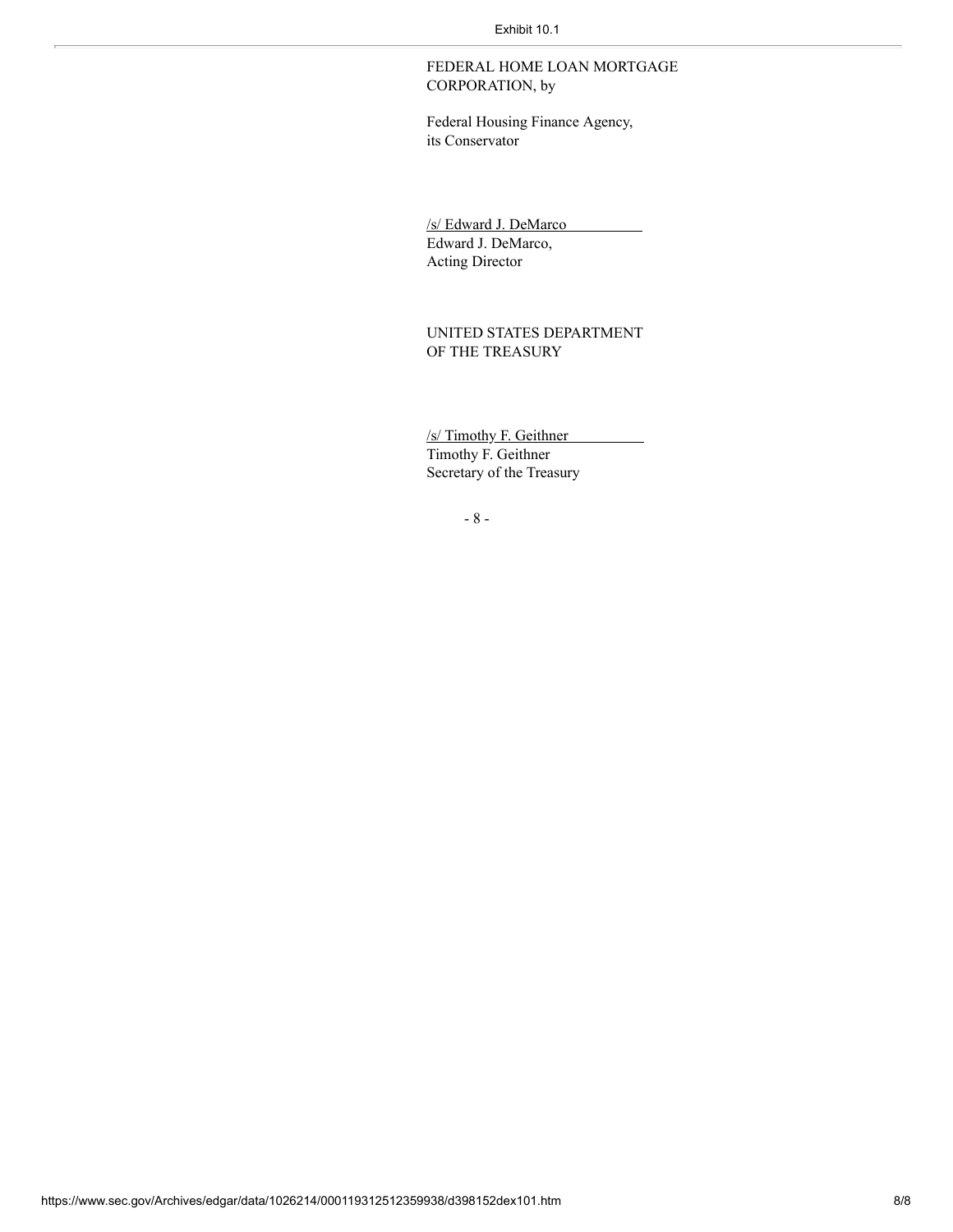FEDERAL HOME LOAN MORTGAGE CORPORATION, by

Federal Housing Finance Agency, its Conservator

/s/ Edward J. DeMarco

Edward J. DeMarco,
Acting Director

UNITED STATES DEPARTMENT OF THE TREASURY

/s/ Timothy F. Geithner

Timothy F. Geithner
Secretary of the Treasury